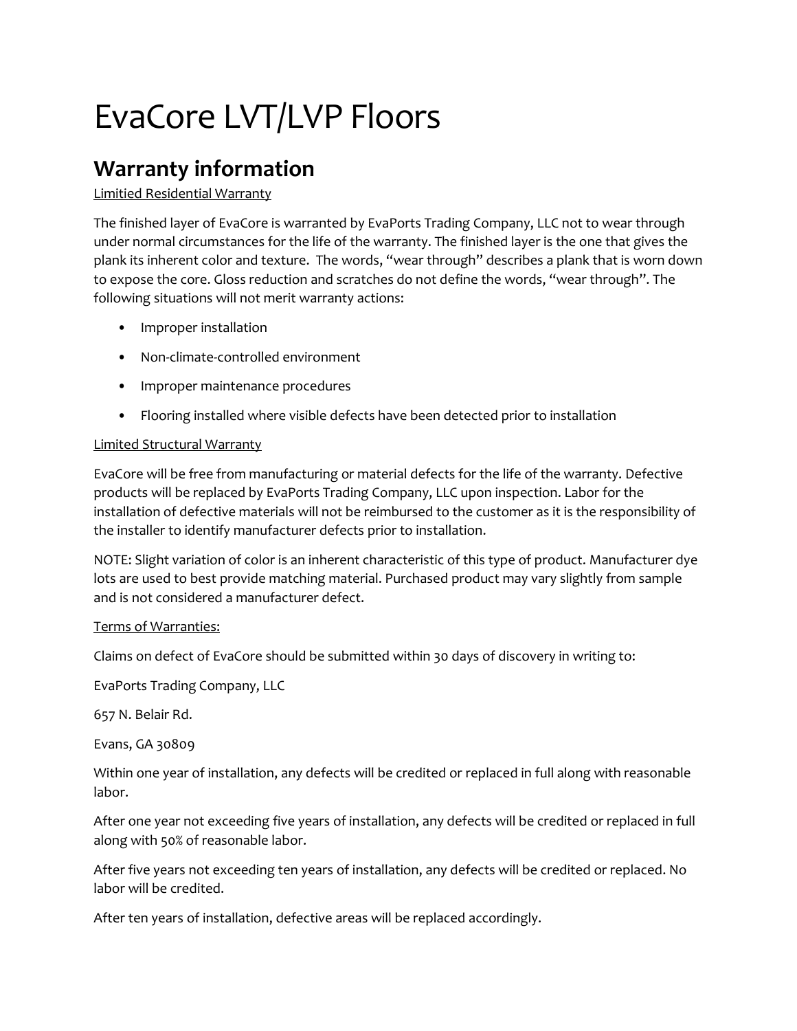# EvaCore LVT/LVP Floors

## Warranty information

Limitied Residential Warranty

The finished layer of EvaCore is warranted by EvaPorts Trading Company, LLC not to wear through under normal circumstances for the life of the warranty. The finished layer is the one that gives the plank its inherent color and texture. The words, "wear through" describes a plank that is worn down to expose the core. Gloss reduction and scratches do not define the words, "wear through". The following situations will not merit warranty actions:

- Improper installation
- Non-climate-controlled environment
- Improper maintenance procedures
- Flooring installed where visible defects have been detected prior to installation

Limited Structural Warranty

EvaCore will be free from manufacturing or material defects for the life of the warranty. Defective products will be replaced by EvaPorts Trading Company, LLC upon inspection. Labor for the installation of defective materials will not be reimbursed to the customer as it is the responsibility of the installer to identify manufacturer defects prior to installation.

NOTE: Slight variation of color is an inherent characteristic of this type of product. Manufacturer dye lots are used to best provide matching material. Purchased product may vary slightly from sample and is not considered a manufacturer defect.

Terms of Warranties:

Claims on defect of EvaCore should be submitted within 30 days of discovery in writing to:

EvaPorts Trading Company, LLC

657 N. Belair Rd.

Evans, GA 30809

Within one year of installation, any defects will be credited or replaced in full along with reasonable labor.

After one year not exceeding five years of installation, any defects will be credited or replaced in full along with 50% of reasonable labor.

After five years not exceeding ten years of installation, any defects will be credited or replaced. No labor will be credited.

After ten years of installation, defective areas will be replaced accordingly.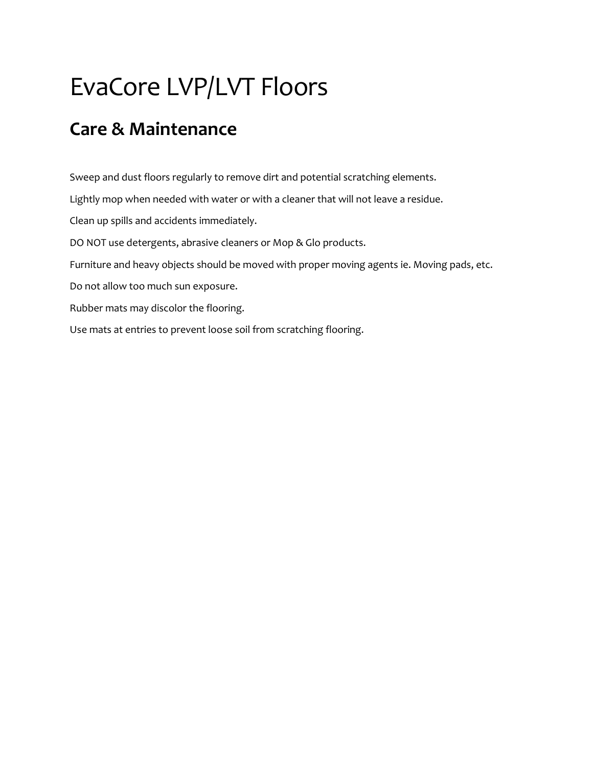# EvaCore LVP/LVT Floors

## Care & Maintenance

Sweep and dust floors regularly to remove dirt and potential scratching elements.

Lightly mop when needed with water or with a cleaner that will not leave a residue.

Clean up spills and accidents immediately.

DO NOT use detergents, abrasive cleaners or Mop & Glo products.

Furniture and heavy objects should be moved with proper moving agents ie. Moving pads, etc.

Do not allow too much sun exposure.

Rubber mats may discolor the flooring.

Use mats at entries to prevent loose soil from scratching flooring.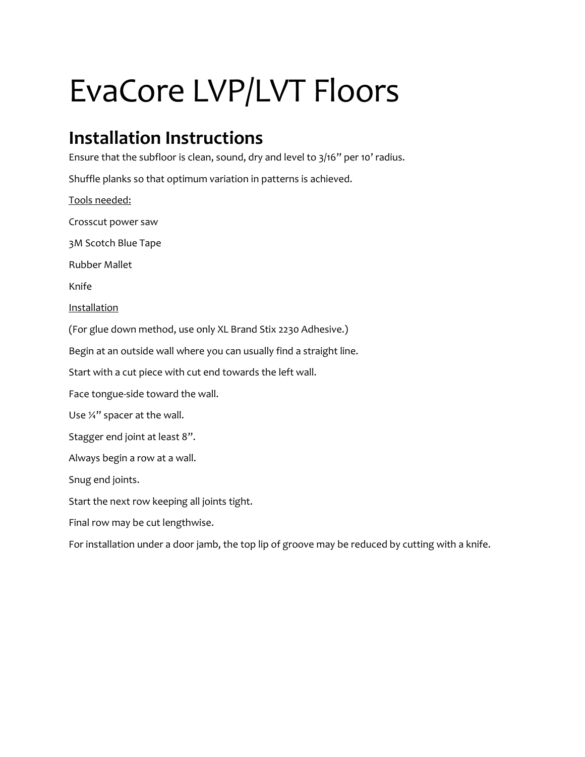# EvaCore LVP/LVT Floors

## Installation Instructions

Ensure that the subfloor is clean, sound, dry and level to 3/16" per 10' radius.

Shuffle planks so that optimum variation in patterns is achieved.

<u>Tools needed:</u>

Crosscut power saw

3M Scotch Blue Tape

Rubber Mallet

Knife

<u>Installation</u>

(For glue down method, use only XL Brand Stix 2230 Adhesive.)

Begin at an outside wall where you can usually find a straight line.

Start with a cut piece with cut end towards the left wall.

Face tongue-side toward the wall.

Use ¼" spacer at the wall.

Stagger end joint at least 8".

Always begin a row at a wall.

Snug end joints.

Start the next row keeping all joints tight.

Final row may be cut lengthwise.

For installation under a door jamb, the top lip of groove may be reduced by cutting with a knife.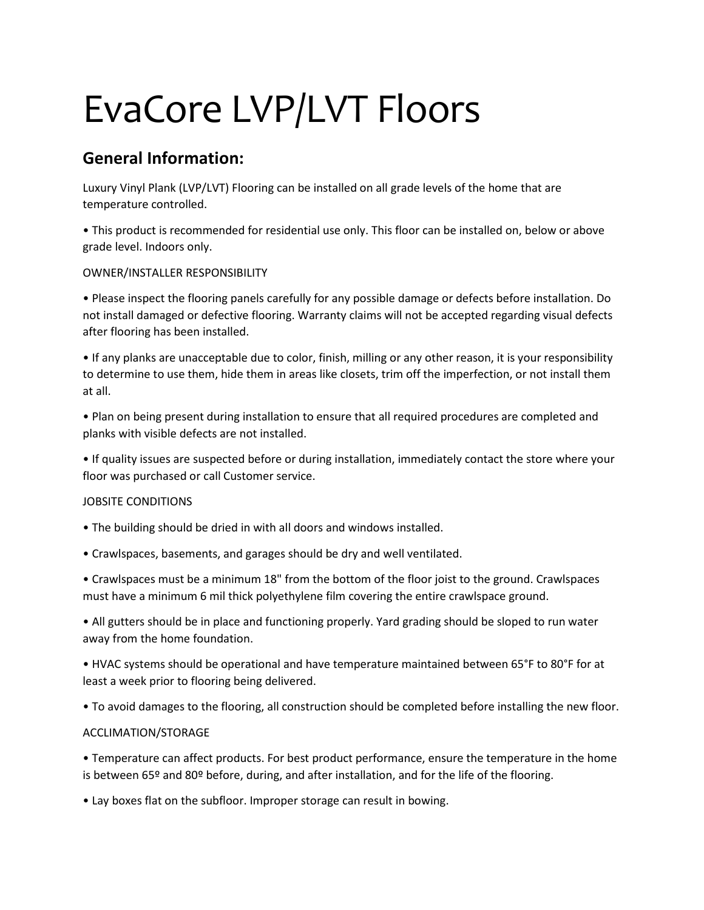# EvaCore LVP/LVT Floors

## General Information:

Luxury Vinyl Plank (LVP/LVT) Flooring can be installed on all grade levels of the home that are temperature controlled.

• This product is recommended for residential use only. This floor can be installed on, below or above grade level. Indoors only.

OWNER/INSTALLER RESPONSIBILITY

• Please inspect the flooring panels carefully for any possible damage or defects before installation. Do not install damaged or defective flooring. Warranty claims will not be accepted regarding visual defects after flooring has been installed.

• If any planks are unacceptable due to color, finish, milling or any other reason, it is your responsibility to determine to use them, hide them in areas like closets, trim off the imperfection, or not install them at all.

• Plan on being present during installation to ensure that all required procedures are completed and planks with visible defects are not installed.

• If quality issues are suspected before or during installation, immediately contact the store where your floor was purchased or call Customer service.

JOBSITE CONDITIONS

• The building should be dried in with all doors and windows installed.

• Crawlspaces, basements, and garages should be dry and well ventilated.

• Crawlspaces must be a minimum 18" from the bottom of the floor joist to the ground. Crawlspaces must have a minimum 6 mil thick polyethylene film covering the entire crawlspace ground.

• All gutters should be in place and functioning properly. Yard grading should be sloped to run water away from the home foundation.

• HVAC systems should be operational and have temperature maintained between 65°F to 80°F for at least a week prior to flooring being delivered.

• To avoid damages to the flooring, all construction should be completed before installing the new floor.

ACCLIMATION/STORAGE

• Temperature can affect products. For best product performance, ensure the temperature in the home is between 65º and 80º before, during, and after installation, and for the life of the flooring.

• Lay boxes flat on the subfloor. Improper storage can result in bowing.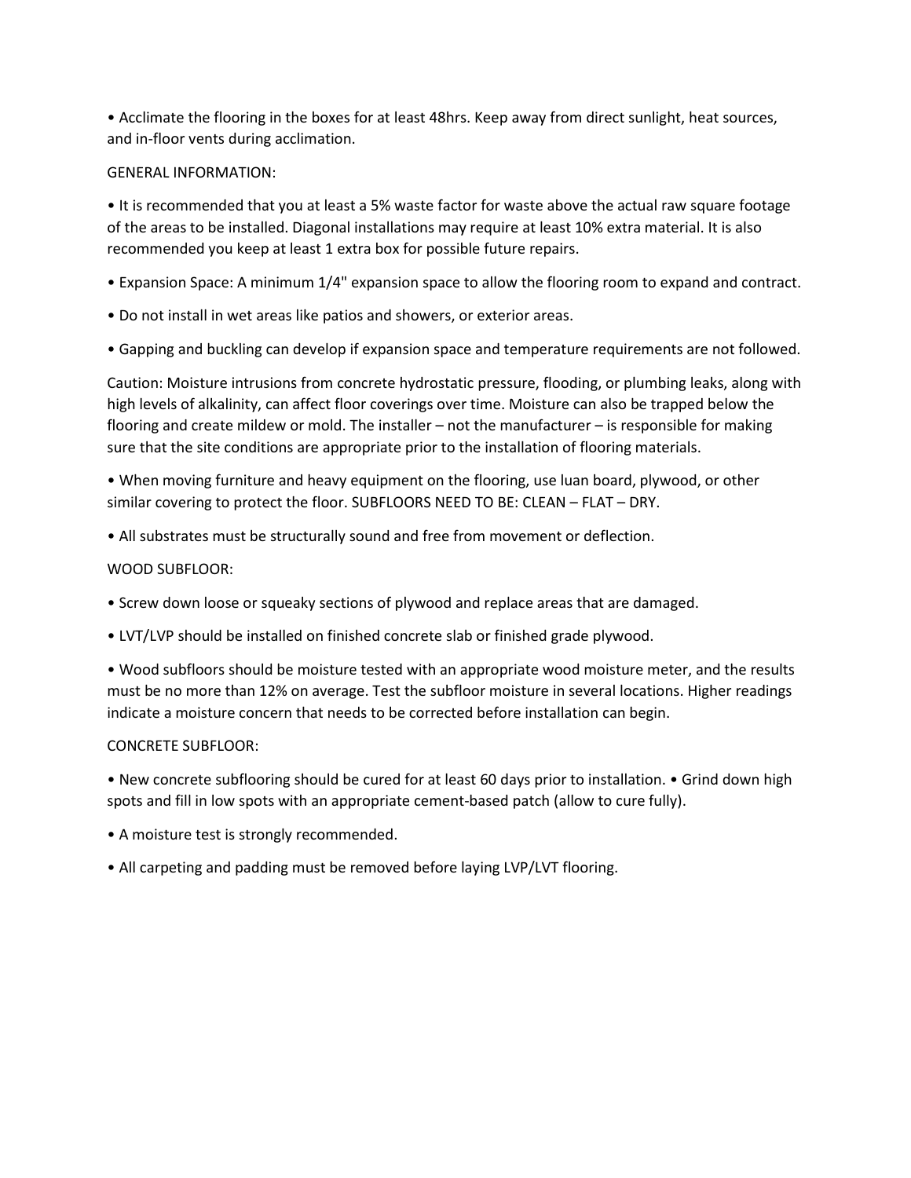• Acclimate the flooring in the boxes for at least 48hrs. Keep away from direct sunlight, heat sources, and in-floor vents during acclimation.

GENERAL INFORMATION:

• It is recommended that you at least a 5% waste factor for waste above the actual raw square footage of the areas to be installed. Diagonal installations may require at least 10% extra material. It is also recommended you keep at least 1 extra box for possible future repairs.

• Expansion Space: A minimum 1/4" expansion space to allow the flooring room to expand and contract.

• Do not install in wet areas like patios and showers, or exterior areas.

• Gapping and buckling can develop if expansion space and temperature requirements are not followed.

Caution: Moisture intrusions from concrete hydrostatic pressure, flooding, or plumbing leaks, along with high levels of alkalinity, can affect floor coverings over time. Moisture can also be trapped below the flooring and create mildew or mold. The installer – not the manufacturer – is responsible for making sure that the site conditions are appropriate prior to the installation of flooring materials.

• When moving furniture and heavy equipment on the flooring, use luan board, plywood, or other similar covering to protect the floor. SUBFLOORS NEED TO BE: CLEAN – FLAT – DRY.

• All substrates must be structurally sound and free from movement or deflection.

WOOD SUBFLOOR:

• Screw down loose or squeaky sections of plywood and replace areas that are damaged.

• LVT/LVP should be installed on finished concrete slab or finished grade plywood.

• Wood subfloors should be moisture tested with an appropriate wood moisture meter, and the results must be no more than 12% on average. Test the subfloor moisture in several locations. Higher readings indicate a moisture concern that needs to be corrected before installation can begin.

CONCRETE SUBFLOOR:

• New concrete subflooring should be cured for at least 60 days prior to installation. • Grind down high spots and fill in low spots with an appropriate cement-based patch (allow to cure fully).

• A moisture test is strongly recommended.

• All carpeting and padding must be removed before laying LVP/LVT flooring.